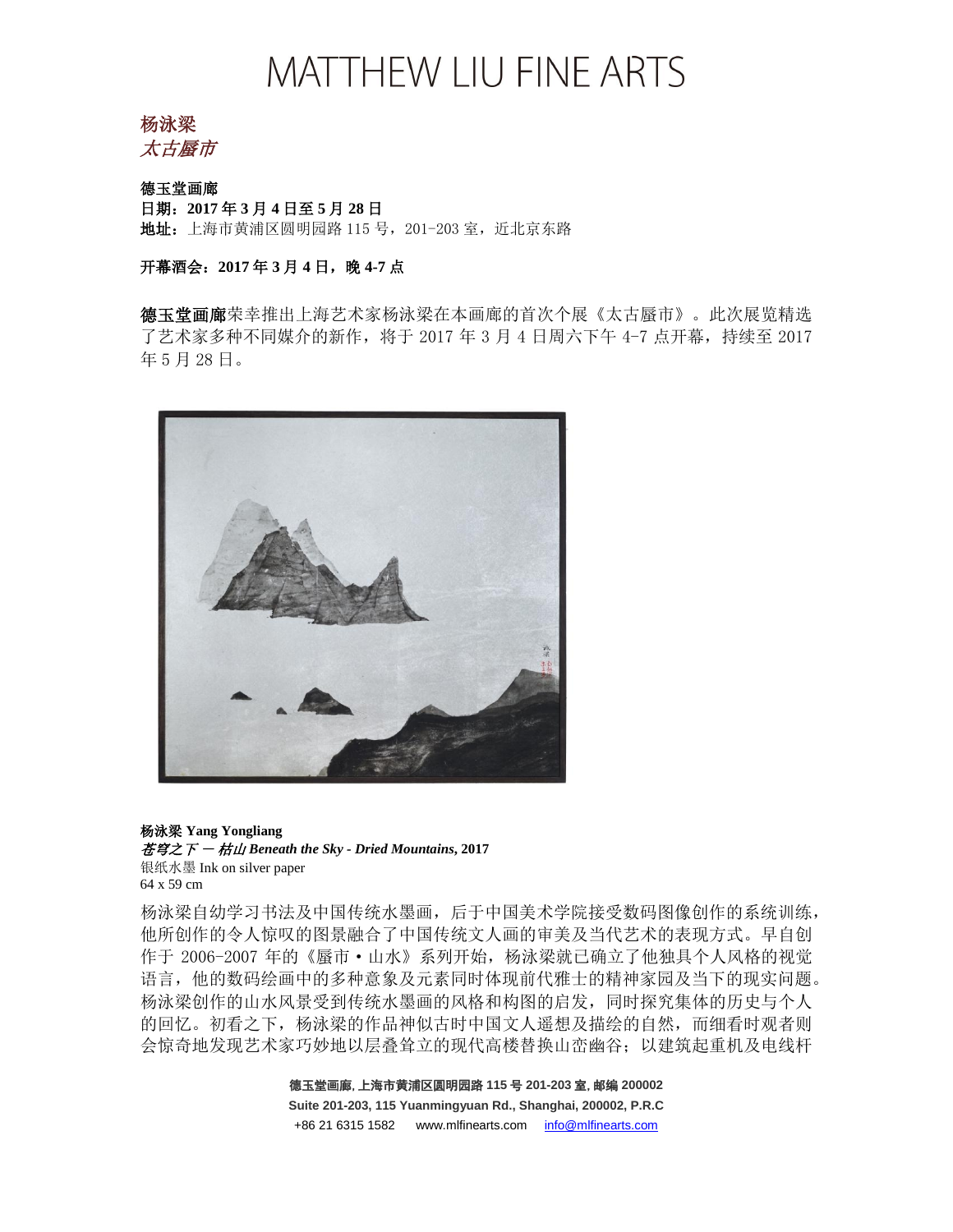# MATTHEW LIU FINE ARTS

**杨泳梁**
*太古蜃市*

**德玉堂画廊**
**日期：2017 年 3 月 4 日至 5 月 28 日**
**地址：**上海市黄浦区圆明园路 115 号，201-203 室，近北京东路

**开幕酒会：2017 年 3 月 4 日，晚 4-7 点**

**德玉堂画廊**荣幸推出上海艺术家杨泳梁在本画廊的首次个展《太古蜃市》。此次展览精选了艺术家多种不同媒介的新作，将于 2017 年 3 月 4 日周六下午 4-7 点开幕，持续至 2017 年 5 月 28 日。

**杨泳梁 Yang Yongliang**
*苍穹之下 － 枯山* ***Beneath the Sky - Dried Mountains*****, 2017**
银纸水墨 Ink on silver paper
64 x 59 cm

杨泳梁自幼学习书法及中国传统水墨画，后于中国美术学院接受数码图像创作的系统训练，他所创作的令人惊叹的图景融合了中国传统文人画的审美及当代艺术的表现方式。早自创作于 2006-2007 年的《蜃市・山水》系列开始，杨泳梁就已确立了他独具个人风格的视觉语言，他的数码绘画中的多种意象及元素同时体现前代雅士的精神家园及当下的现实问题。杨泳梁创作的山水风景受到传统水墨画的风格和构图的启发，同时探究集体的历史与个人的回忆。初看之下，杨泳梁的作品神似古时中国文人遥想及描绘的自然，而细看时观者则会惊奇地发现艺术家巧妙地以层叠耸立的现代高楼替换山峦幽谷；以建筑起重机及电线杆

**德玉堂画廊, 上海市黄浦区圆明园路 115 号 201-203 室, 邮编 200002**
**Suite 201-203, 115 Yuanmingyuan Rd., Shanghai, 200002, P.R.C**
+86 21 6315 1582 www.mlfinearts.com info@mlfinearts.com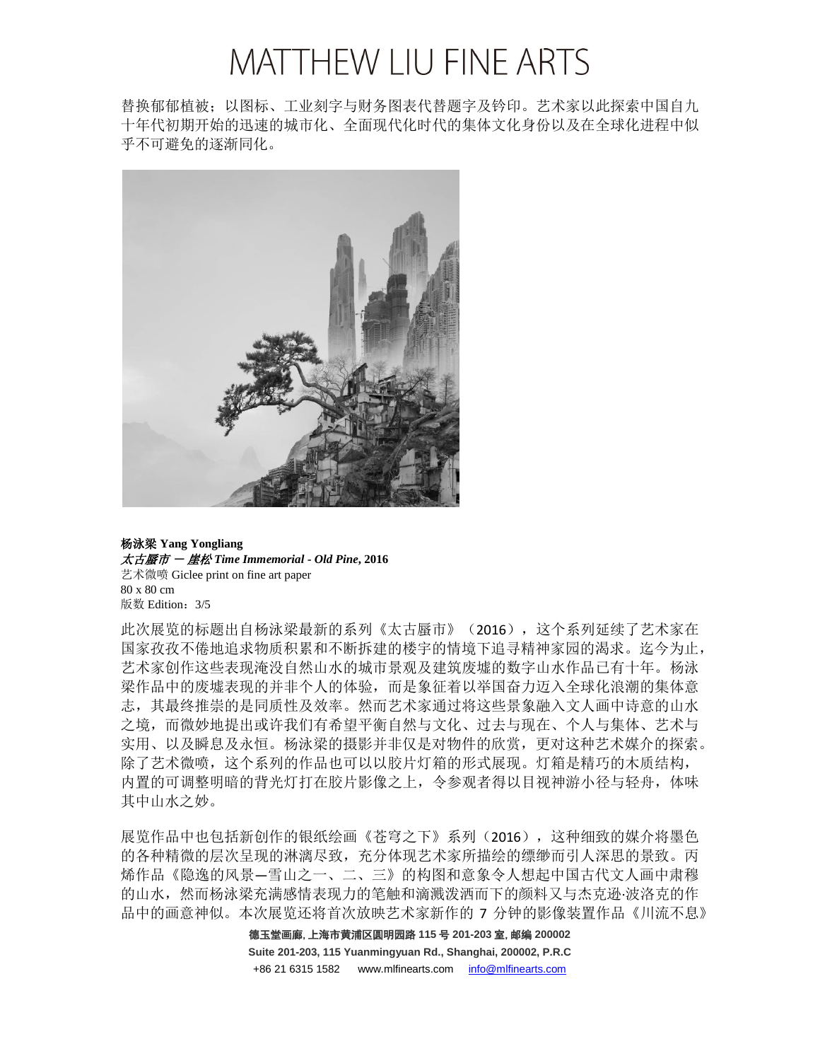替换郁郁植被；以图标、工业刻字与财务图表代替题字及钤印。艺术家以此探索中国自九十年代初期开始的迅速的城市化、全面现代化时代的集体文化身份以及在全球化进程中似乎不可避免的逐渐同化。

**杨泳梁 Yang Yongliang**
***太古蜃市 — 崖松 Time Immemorial - Old Pine*, 2016**
艺术微喷 Giclee print on fine art paper
80 x 80 cm
版数 Edition：3/5

此次展览的标题出自杨泳梁最新的系列《太古蜃市》（2016），这个系列延续了艺术家在国家孜孜不倦地追求物质积累和不断拆建的楼宇的情境下追寻精神家园的渴求。迄今为止，艺术家创作这些表现淹没自然山水的城市景观及建筑废墟的数字山水作品已有十年。杨泳梁作品中的废墟表现的并非个人的体验，而是象征着以举国奋力迈入全球化浪潮的集体意志，其最终推崇的是同质性及效率。然而艺术家通过将这些景象融入文人画中诗意的山水之境，而微妙地提出或许我们有希望平衡自然与文化、过去与现在、个人与集体、艺术与实用、以及瞬息及永恒。杨泳梁的摄影并非仅是对物件的欣赏，更对这种艺术媒介的探索。除了艺术微喷，这个系列的作品也可以以胶片灯箱的形式展现。灯箱是精巧的木质结构，内置的可调整明暗的背光灯打在胶片影像之上，令参观者得以目视神游小径与轻舟，体味其中山水之妙。

展览作品中也包括新创作的银纸绘画《苍穹之下》系列（2016），这种细致的媒介将墨色的各种精微的层次呈现的淋漓尽致，充分体现艺术家所描绘的缥缈而引人深思的景致。丙烯作品《隐逸的风景—雪山之一、二、三》的构图和意象令人想起中国古代文人画中肃穆的山水，然而杨泳梁充满感情表现力的笔触和滴溅泼洒而下的颜料又与杰克逊·波洛克的作品中的画意神似。本次展览还将首次放映艺术家新作的 7 分钟的影像装置作品《川流不息》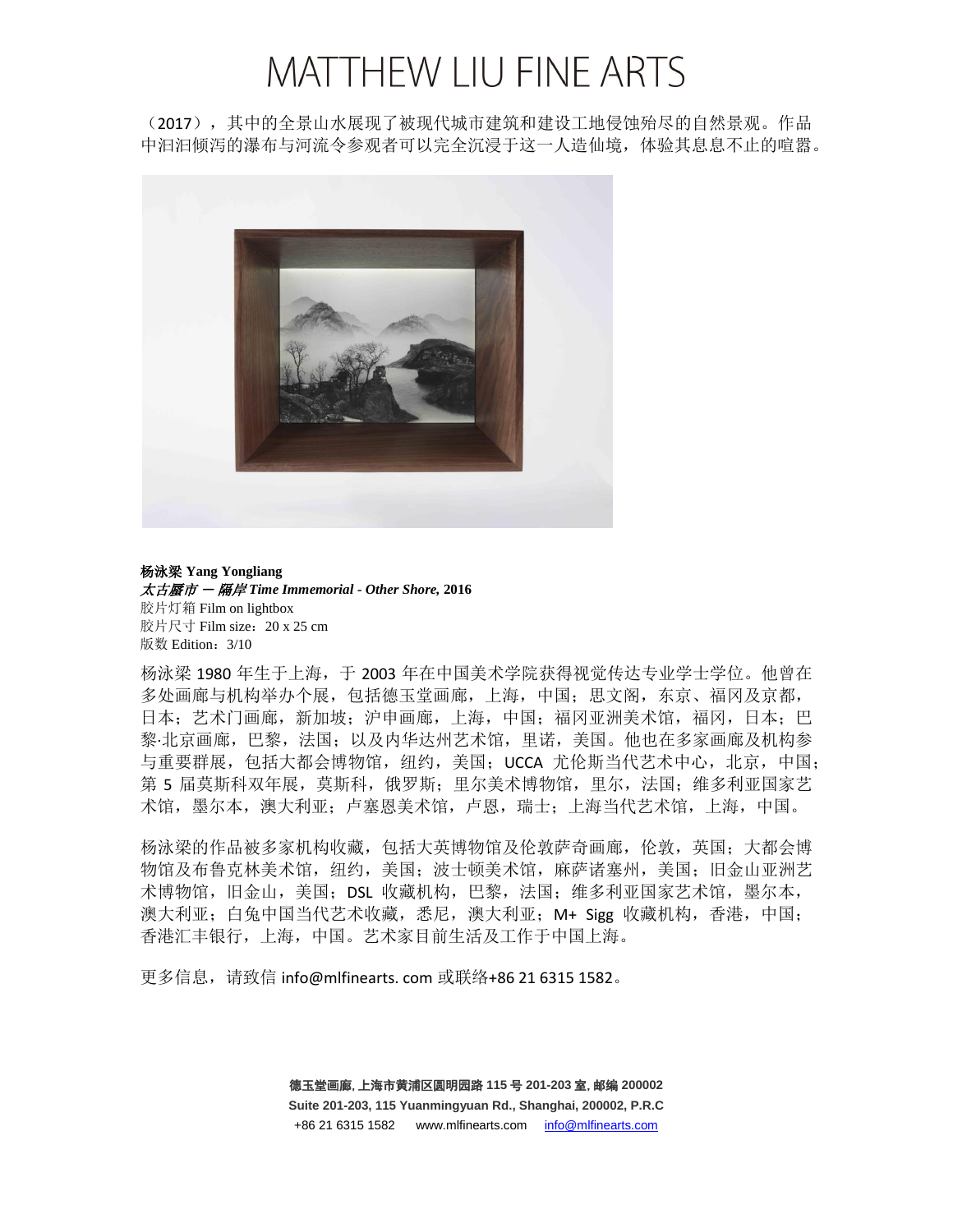（2017），其中的全景山水展现了被现代城市建筑和建设工地侵蚀殆尽的自然景观。作品中汩汩倾泻的瀑布与河流令参观者可以完全沉浸于这一人造仙境，体验其息息不止的喧嚣。

**杨泳梁 Yang Yongliang**
***太古蜃市 — 隔岸 Time Immemorial - Other Shore,*** **2016**
胶片灯箱 Film on lightbox
胶片尺寸 Film size：20 x 25 cm
版数 Edition：3/10

杨泳梁 1980 年生于上海，于 2003 年在中国美术学院获得视觉传达专业学士学位。他曾在多处画廊与机构举办个展，包括德玉堂画廊，上海，中国；思文阁，东京、福冈及京都，日本；艺术门画廊，新加坡；沪申画廊，上海，中国；福冈亚洲美术馆，福冈，日本；巴黎-北京画廊，巴黎，法国；以及内华达州艺术馆，里诺，美国。他也在多家画廊及机构参与重要群展，包括大都会博物馆，纽约，美国；UCCA 尤伦斯当代艺术中心，北京，中国；第 5 届莫斯科双年展，莫斯科，俄罗斯；里尔美术博物馆，里尔，法国；维多利亚国家艺术馆，墨尔本，澳大利亚；卢塞恩美术馆，卢恩，瑞士；上海当代艺术馆，上海，中国。

杨泳梁的作品被多家机构收藏，包括大英博物馆及伦敦萨奇画廊，伦敦，英国；大都会博物馆及布鲁克林美术馆，纽约，美国；波士顿美术馆，麻萨诸塞州，美国；旧金山亚洲艺术博物馆，旧金山，美国；DSL 收藏机构，巴黎，法国；维多利亚国家艺术馆，墨尔本，澳大利亚；白兔中国当代艺术收藏，悉尼，澳大利亚；M+ Sigg 收藏机构，香港，中国；香港汇丰银行，上海，中国。艺术家目前生活及工作于中国上海。

更多信息，请致信 info@mlfinearts. com 或联络+86 21 6315 1582。

**德玉堂画廊, 上海市黄浦区圆明园路 115 号 201-203 室, 邮编 200002**
**Suite 201-203, 115 Yuanmingyuan Rd., Shanghai, 200002, P.R.C**
+86 21 6315 1582 www.mlfinearts.com info@mlfinearts.com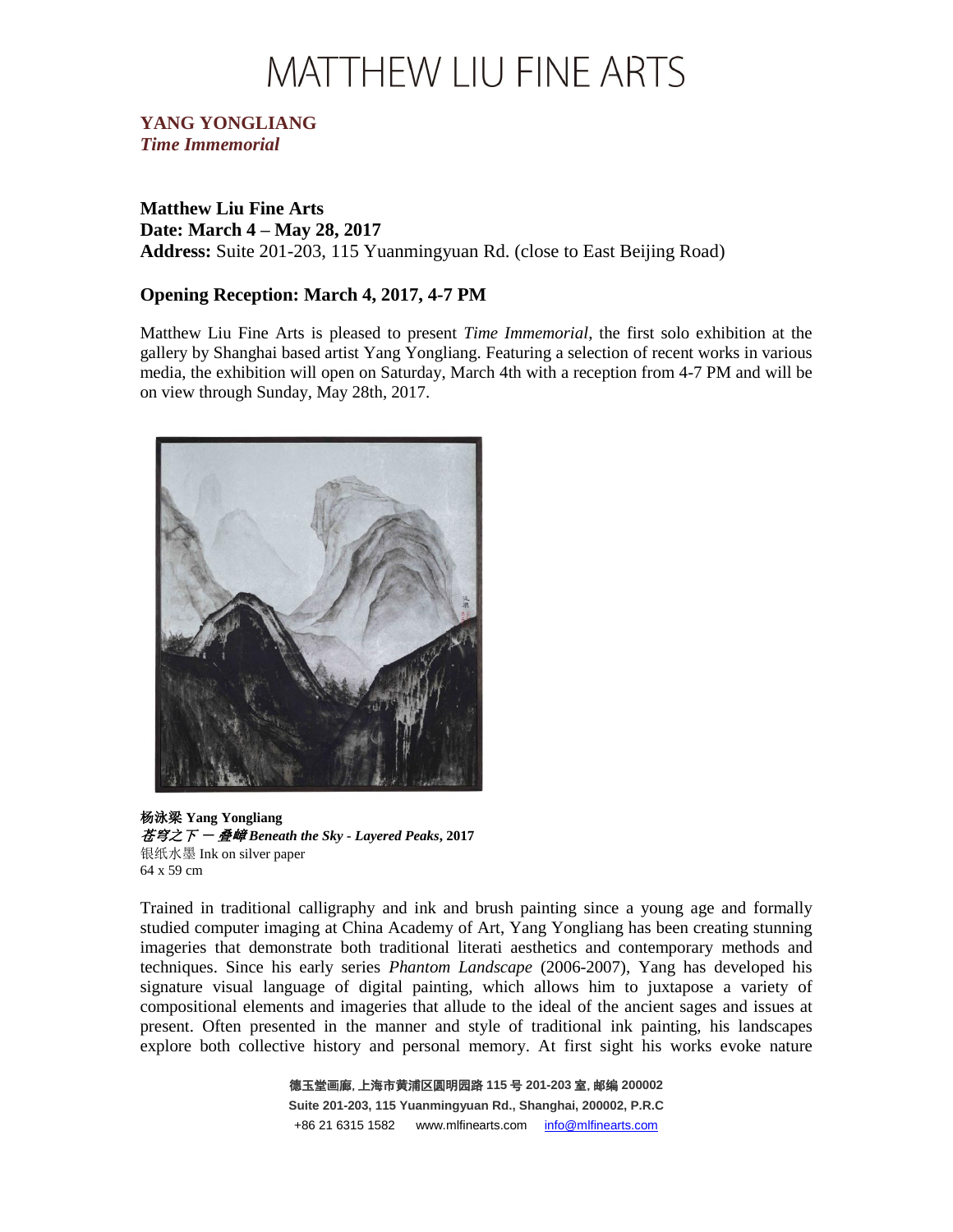# MATTHEW LIU FINE ARTS

**YANG YONGLIANG**
***Time Immemorial***

**Matthew Liu Fine Arts**
**Date: March 4 – May 28, 2017**
**Address:** Suite 201-203, 115 Yuanmingyuan Rd. (close to East Beijing Road)

**Opening Reception: March 4, 2017, 4-7 PM**

Matthew Liu Fine Arts is pleased to present *Time Immemorial*, the first solo exhibition at the gallery by Shanghai based artist Yang Yongliang. Featuring a selection of recent works in various media, the exhibition will open on Saturday, March 4th with a reception from 4-7 PM and will be on view through Sunday, May 28th, 2017.

**杨泳梁 Yang Yongliang**
***苍穹之下 — 叠嶂 Beneath the Sky - Layered Peaks*, 2017**
银纸水墨 Ink on silver paper
64 x 59 cm

Trained in traditional calligraphy and ink and brush painting since a young age and formally studied computer imaging at China Academy of Art, Yang Yongliang has been creating stunning imageries that demonstrate both traditional literati aesthetics and contemporary methods and techniques. Since his early series *Phantom Landscape* (2006-2007), Yang has developed his signature visual language of digital painting, which allows him to juxtapose a variety of compositional elements and imageries that allude to the ideal of the ancient sages and issues at present. Often presented in the manner and style of traditional ink painting, his landscapes explore both collective history and personal memory. At first sight his works evoke nature

德玉堂画廊, 上海市黄浦区圆明园路 115 号 201-203 室, 邮编 200002
Suite 201-203, 115 Yuanmingyuan Rd., Shanghai, 200002, P.R.C
+86 21 6315 1582 www.mlfinearts.com info@mlfinearts.com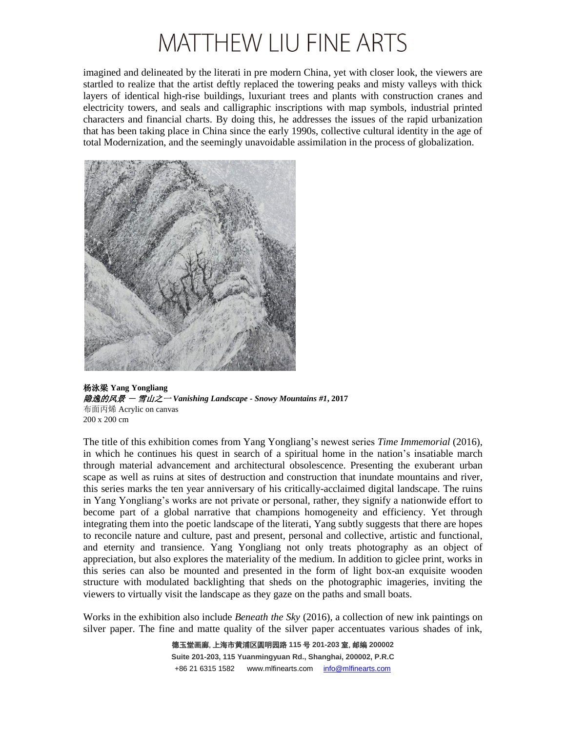imagined and delineated by the literati in pre modern China, yet with closer look, the viewers are startled to realize that the artist deftly replaced the towering peaks and misty valleys with thick layers of identical high-rise buildings, luxuriant trees and plants with construction cranes and electricity towers, and seals and calligraphic inscriptions with map symbols, industrial printed characters and financial charts. By doing this, he addresses the issues of the rapid urbanization that has been taking place in China since the early 1990s, collective cultural identity in the age of total Modernization, and the seemingly unavoidable assimilation in the process of globalization.

**杨泳梁 Yang Yongliang**
***隐逸的风景 — 雪山之一 Vanishing Landscape - Snowy Mountains #1*, 2017**
布面丙烯 Acrylic on canvas
200 x 200 cm

The title of this exhibition comes from Yang Yongliang's newest series *Time Immemorial* (2016), in which he continues his quest in search of a spiritual home in the nation's insatiable march through material advancement and architectural obsolescence. Presenting the exuberant urban scape as well as ruins at sites of destruction and construction that inundate mountains and river, this series marks the ten year anniversary of his critically-acclaimed digital landscape. The ruins in Yang Yongliang's works are not private or personal, rather, they signify a nationwide effort to become part of a global narrative that champions homogeneity and efficiency. Yet through integrating them into the poetic landscape of the literati, Yang subtly suggests that there are hopes to reconcile nature and culture, past and present, personal and collective, artistic and functional, and eternity and transience. Yang Yongliang not only treats photography as an object of appreciation, but also explores the materiality of the medium. In addition to giclee print, works in this series can also be mounted and presented in the form of light box-an exquisite wooden structure with modulated backlighting that sheds on the photographic imageries, inviting the viewers to virtually visit the landscape as they gaze on the paths and small boats.

Works in the exhibition also include *Beneath the Sky* (2016), a collection of new ink paintings on silver paper. The fine and matte quality of the silver paper accentuates various shades of ink,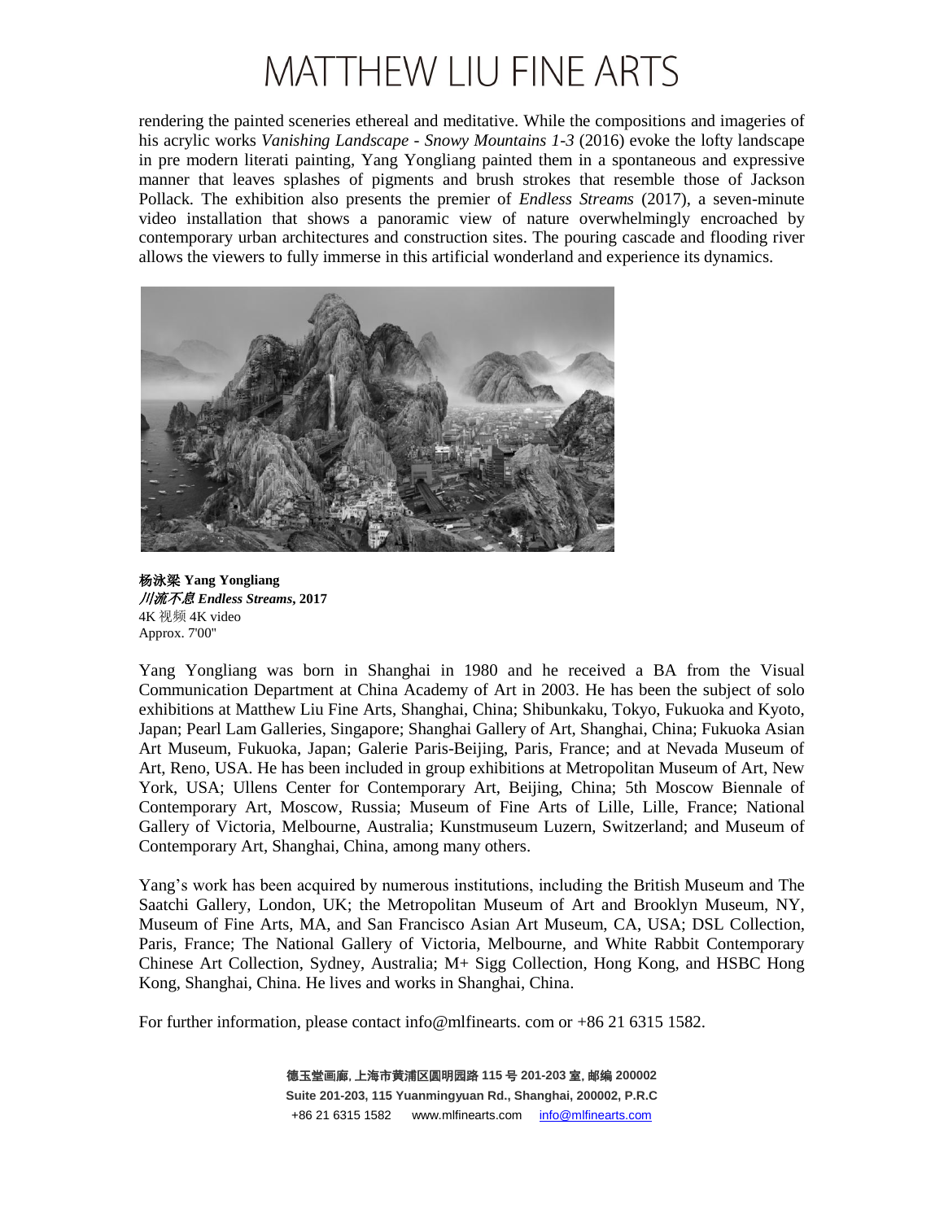rendering the painted sceneries ethereal and meditative. While the compositions and imageries of his acrylic works *Vanishing Landscape - Snowy Mountains 1-3* (2016) evoke the lofty landscape in pre modern literati painting, Yang Yongliang painted them in a spontaneous and expressive manner that leaves splashes of pigments and brush strokes that resemble those of Jackson Pollack. The exhibition also presents the premier of *Endless Streams* (2017), a seven-minute video installation that shows a panoramic view of nature overwhelmingly encroached by contemporary urban architectures and construction sites. The pouring cascade and flooding river allows the viewers to fully immerse in this artificial wonderland and experience its dynamics.

**杨泳梁 Yang Yongliang**
***川流不息 Endless Streams*, 2017**
4K 视频 4K video
Approx. 7'00"

Yang Yongliang was born in Shanghai in 1980 and he received a BA from the Visual Communication Department at China Academy of Art in 2003. He has been the subject of solo exhibitions at Matthew Liu Fine Arts, Shanghai, China; Shibunkaku, Tokyo, Fukuoka and Kyoto, Japan; Pearl Lam Galleries, Singapore; Shanghai Gallery of Art, Shanghai, China; Fukuoka Asian Art Museum, Fukuoka, Japan; Galerie Paris-Beijing, Paris, France; and at Nevada Museum of Art, Reno, USA. He has been included in group exhibitions at Metropolitan Museum of Art, New York, USA; Ullens Center for Contemporary Art, Beijing, China; 5th Moscow Biennale of Contemporary Art, Moscow, Russia; Museum of Fine Arts of Lille, Lille, France; National Gallery of Victoria, Melbourne, Australia; Kunstmuseum Luzern, Switzerland; and Museum of Contemporary Art, Shanghai, China, among many others.

Yang's work has been acquired by numerous institutions, including the British Museum and The Saatchi Gallery, London, UK; the Metropolitan Museum of Art and Brooklyn Museum, NY, Museum of Fine Arts, MA, and San Francisco Asian Art Museum, CA, USA; DSL Collection, Paris, France; The National Gallery of Victoria, Melbourne, and White Rabbit Contemporary Chinese Art Collection, Sydney, Australia; M+ Sigg Collection, Hong Kong, and HSBC Hong Kong, Shanghai, China. He lives and works in Shanghai, China.

For further information, please contact info@mlfinearts. com or +86 21 6315 1582.